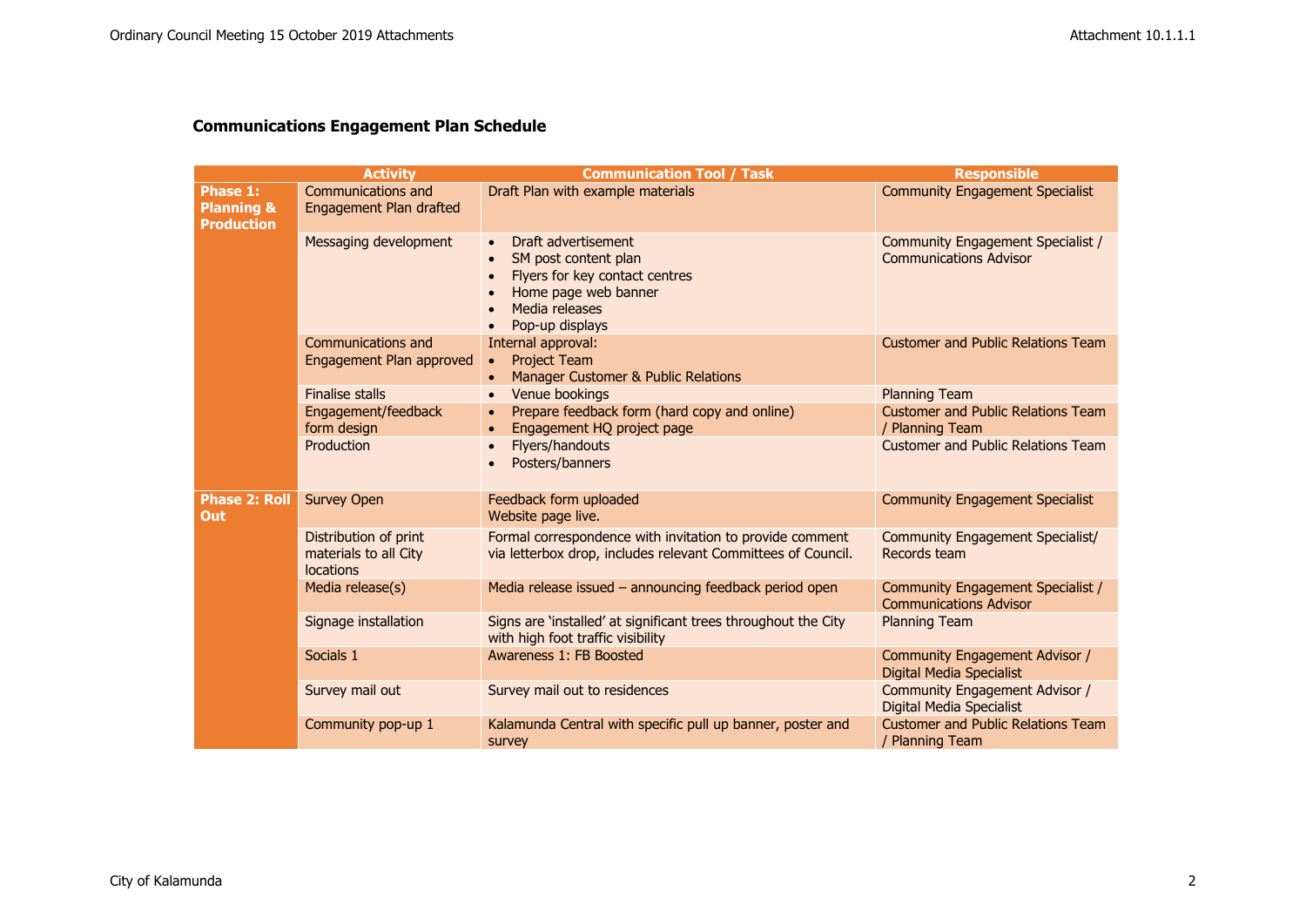## Communications Engagement Plan Schedule

| | Activity | Communication Tool / Task | Responsible |
|---|---|---|---|
| **Phase 1: Planning & Production** | Communications and Engagement Plan drafted | Draft Plan with example materials | Community Engagement Specialist |
| | Messaging development | • Draft advertisement<br>• SM post content plan<br>• Flyers for key contact centres<br>• Home page web banner<br>• Media releases<br>• Pop-up displays | Community Engagement Specialist / Communications Advisor |
| | Communications and Engagement Plan approved | Internal approval:<br>• Project Team<br>• Manager Customer & Public Relations | Customer and Public Relations Team |
| | Finalise stalls | • Venue bookings | Planning Team |
| | Engagement/feedback form design | • Prepare feedback form (hard copy and online)<br>• Engagement HQ project page | Customer and Public Relations Team / Planning Team |
| | Production | • Flyers/handouts<br>• Posters/banners | Customer and Public Relations Team |
| **Phase 2: Roll Out** | Survey Open | Feedback form uploaded<br>Website page live. | Community Engagement Specialist |
| | Distribution of print materials to all City locations | Formal correspondence with invitation to provide comment via letterbox drop, includes relevant Committees of Council. | Community Engagement Specialist/ Records team |
| | Media release(s) | Media release issued – announcing feedback period open | Community Engagement Specialist / Communications Advisor |
| | Signage installation | Signs are 'installed' at significant trees throughout the City with high foot traffic visibility | Planning Team |
| | Socials 1 | Awareness 1: FB Boosted | Community Engagement Advisor / Digital Media Specialist |
| | Survey mail out | Survey mail out to residences | Community Engagement Advisor / Digital Media Specialist |
| | Community pop-up 1 | Kalamunda Central with specific pull up banner, poster and survey | Customer and Public Relations Team / Planning Team |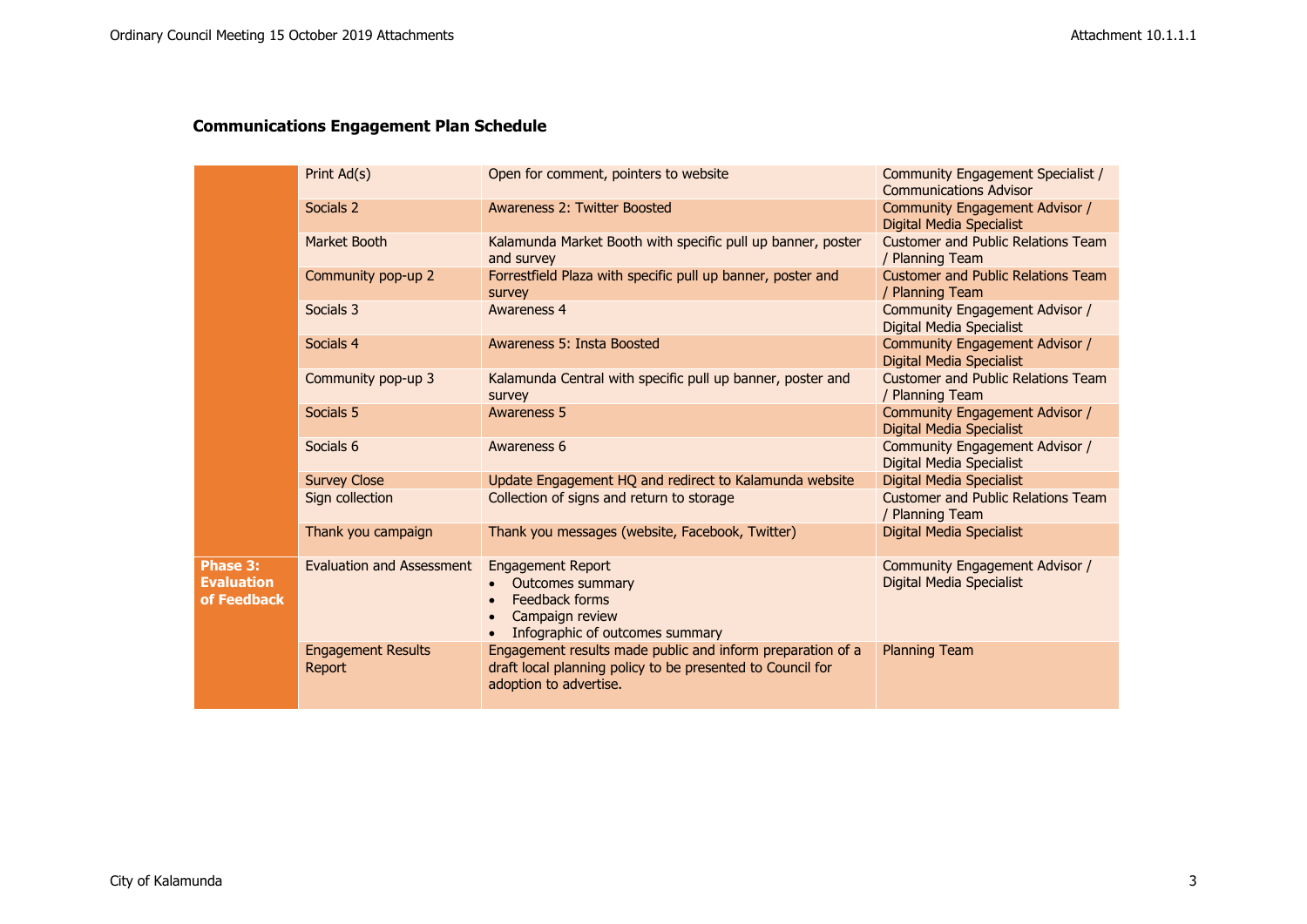## Communications Engagement Plan Schedule

| | | | |
|---|---|---|---|
| | Print Ad(s) | Open for comment, pointers to website | Community Engagement Specialist / Communications Advisor |
| | Socials 2 | Awareness 2: Twitter Boosted | Community Engagement Advisor / Digital Media Specialist |
| | Market Booth | Kalamunda Market Booth with specific pull up banner, poster and survey | Customer and Public Relations Team / Planning Team |
| | Community pop-up 2 | Forrestfield Plaza with specific pull up banner, poster and survey | Customer and Public Relations Team / Planning Team |
| | Socials 3 | Awareness 4 | Community Engagement Advisor / Digital Media Specialist |
| | Socials 4 | Awareness 5: Insta Boosted | Community Engagement Advisor / Digital Media Specialist |
| | Community pop-up 3 | Kalamunda Central with specific pull up banner, poster and survey | Customer and Public Relations Team / Planning Team |
| | Socials 5 | Awareness 5 | Community Engagement Advisor / Digital Media Specialist |
| | Socials 6 | Awareness 6 | Community Engagement Advisor / Digital Media Specialist |
| | Survey Close | Update Engagement HQ and redirect to Kalamunda website | Digital Media Specialist |
| | Sign collection | Collection of signs and return to storage | Customer and Public Relations Team / Planning Team |
| | Thank you campaign | Thank you messages (website, Facebook, Twitter) | Digital Media Specialist |
| **Phase 3: Evaluation of Feedback** | Evaluation and Assessment | Engagement Report<br>• Outcomes summary<br>• Feedback forms<br>• Campaign review<br>• Infographic of outcomes summary | Community Engagement Advisor / Digital Media Specialist |
| | Engagement Results Report | Engagement results made public and inform preparation of a draft local planning policy to be presented to Council for adoption to advertise. | Planning Team |